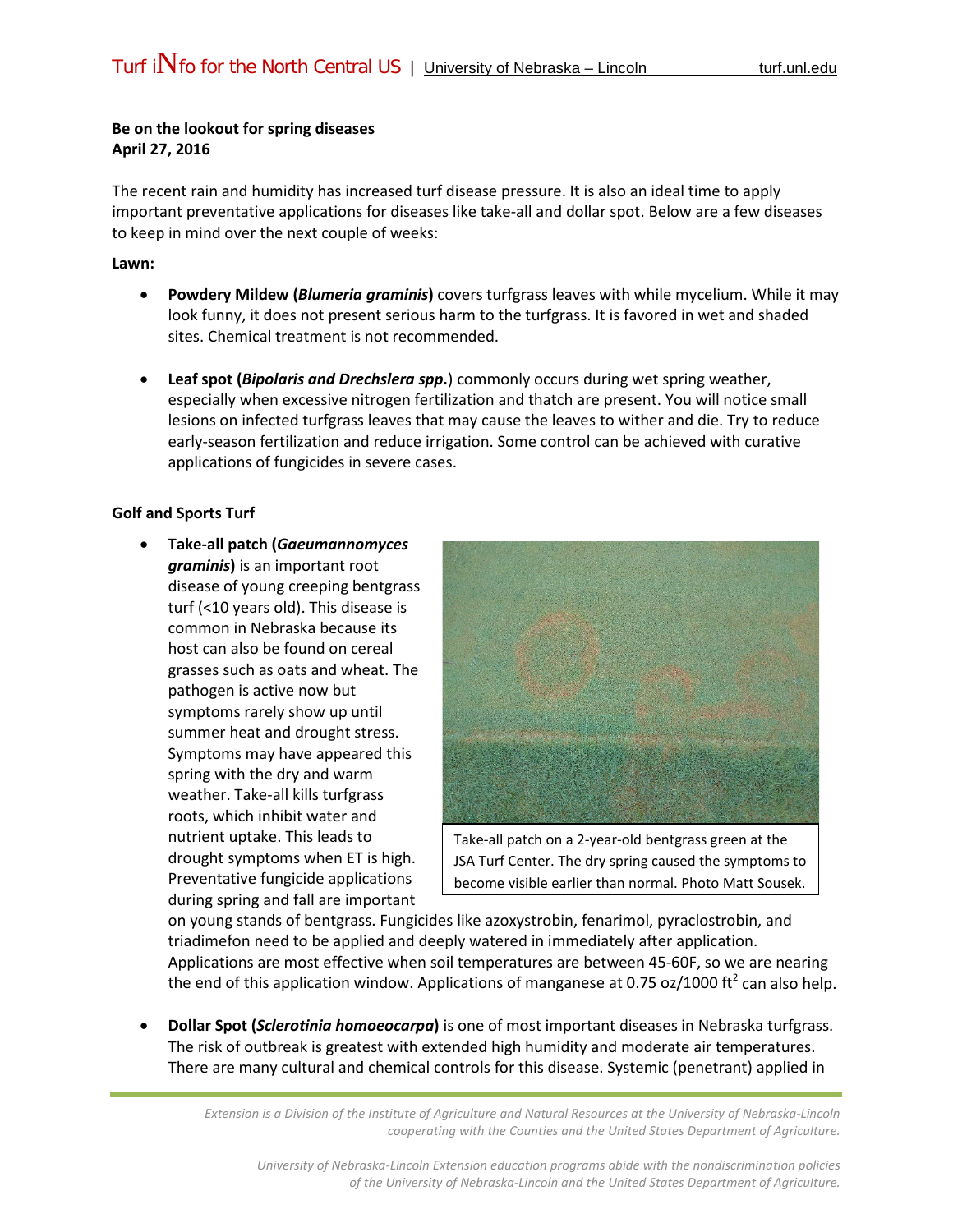**Be on the lookout for spring diseases**
**April 27, 2016**

The recent rain and humidity has increased turf disease pressure. It is also an ideal time to apply important preventative applications for diseases like take-all and dollar spot. Below are a few diseases to keep in mind over the next couple of weeks:

**Lawn:**

- **Powdery Mildew (*Blumeria graminis*)** covers turfgrass leaves with while mycelium. While it may look funny, it does not present serious harm to the turfgrass. It is favored in wet and shaded sites. Chemical treatment is not recommended.

- **Leaf spot (*Bipolaris and Drechslera spp.*)** commonly occurs during wet spring weather, especially when excessive nitrogen fertilization and thatch are present. You will notice small lesions on infected turfgrass leaves that may cause the leaves to wither and die. Try to reduce early-season fertilization and reduce irrigation. Some control can be achieved with curative applications of fungicides in severe cases.

**Golf and Sports Turf**

- **Take-all patch (*Gaeumannomyces graminis*)** is an important root disease of young creeping bentgrass turf (<10 years old). This disease is common in Nebraska because its host can also be found on cereal grasses such as oats and wheat. The pathogen is active now but symptoms rarely show up until summer heat and drought stress. Symptoms may have appeared this spring with the dry and warm weather. Take-all kills turfgrass roots, which inhibit water and nutrient uptake. This leads to drought symptoms when ET is high. Preventative fungicide applications during spring and fall are important on young stands of bentgrass. Fungicides like azoxystrobin, fenarimol, pyraclostrobin, and triadimefon need to be applied and deeply watered in immediately after application. Applications are most effective when soil temperatures are between 45-60F, so we are nearing the end of this application window. Applications of manganese at 0.75 oz/1000 ft$^2$ can also help.

  Take-all patch on a 2-year-old bentgrass green at the JSA Turf Center. The dry spring caused the symptoms to become visible earlier than normal. Photo Matt Sousek.

- **Dollar Spot (*Sclerotinia homoeocarpa*)** is one of most important diseases in Nebraska turfgrass. The risk of outbreak is greatest with extended high humidity and moderate air temperatures. There are many cultural and chemical controls for this disease. Systemic (penetrant) applied in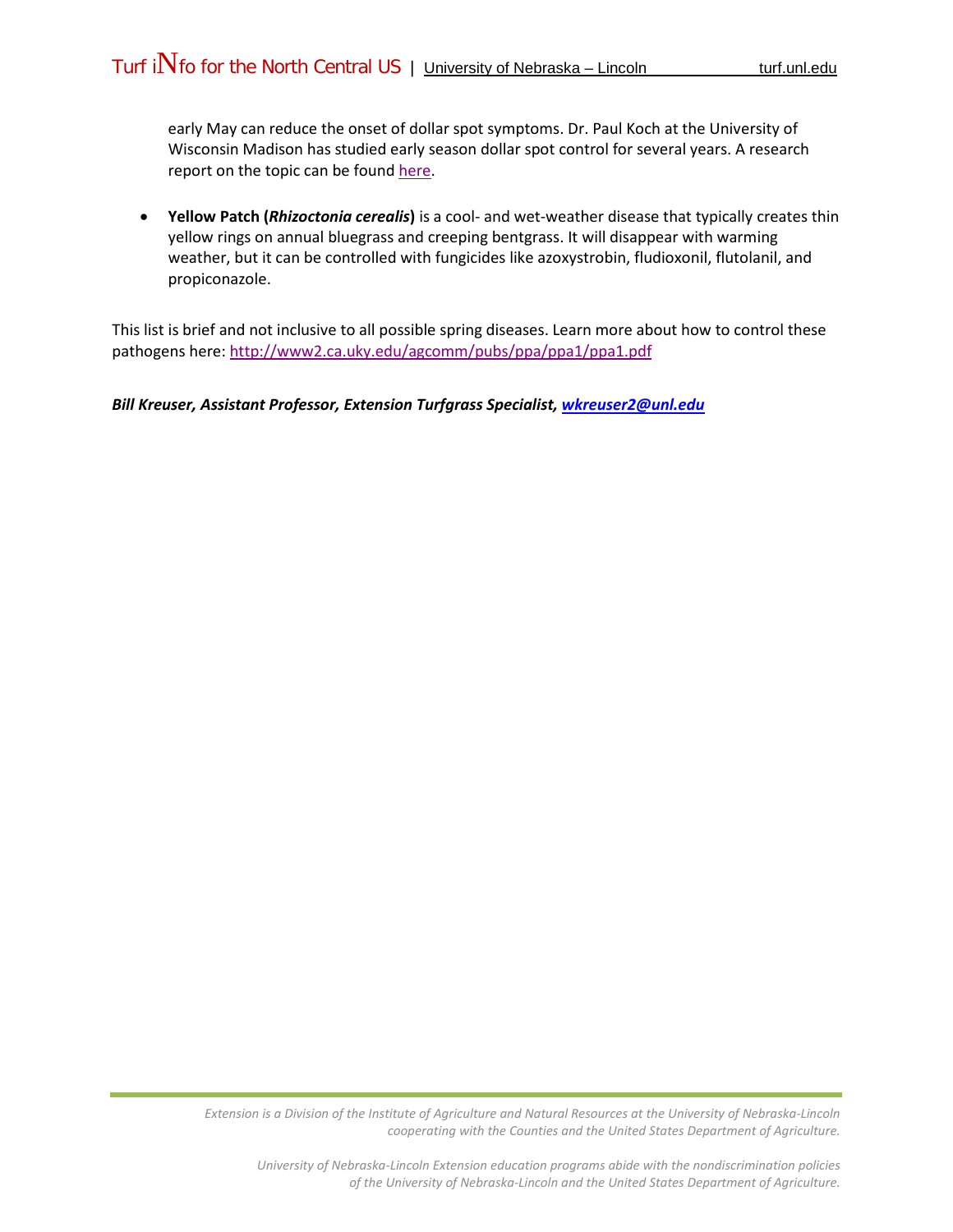early May can reduce the onset of dollar spot symptoms. Dr. Paul Koch at the University of Wisconsin Madison has studied early season dollar spot control for several years. A research report on the topic can be found here.

- **Yellow Patch (*Rhizoctonia cerealis*)** is a cool- and wet-weather disease that typically creates thin yellow rings on annual bluegrass and creeping bentgrass. It will disappear with warming weather, but it can be controlled with fungicides like azoxystrobin, fludioxonil, flutolanil, and propiconazole.

This list is brief and not inclusive to all possible spring diseases. Learn more about how to control these pathogens here: http://www2.ca.uky.edu/agcomm/pubs/ppa/ppa1/ppa1.pdf

***Bill Kreuser, Assistant Professor, Extension Turfgrass Specialist, wkreuser2@unl.edu***

*Extension is a Division of the Institute of Agriculture and Natural Resources at the University of Nebraska-Lincoln cooperating with the Counties and the United States Department of Agriculture.*

*University of Nebraska-Lincoln Extension education programs abide with the nondiscrimination policies of the University of Nebraska-Lincoln and the United States Department of Agriculture.*